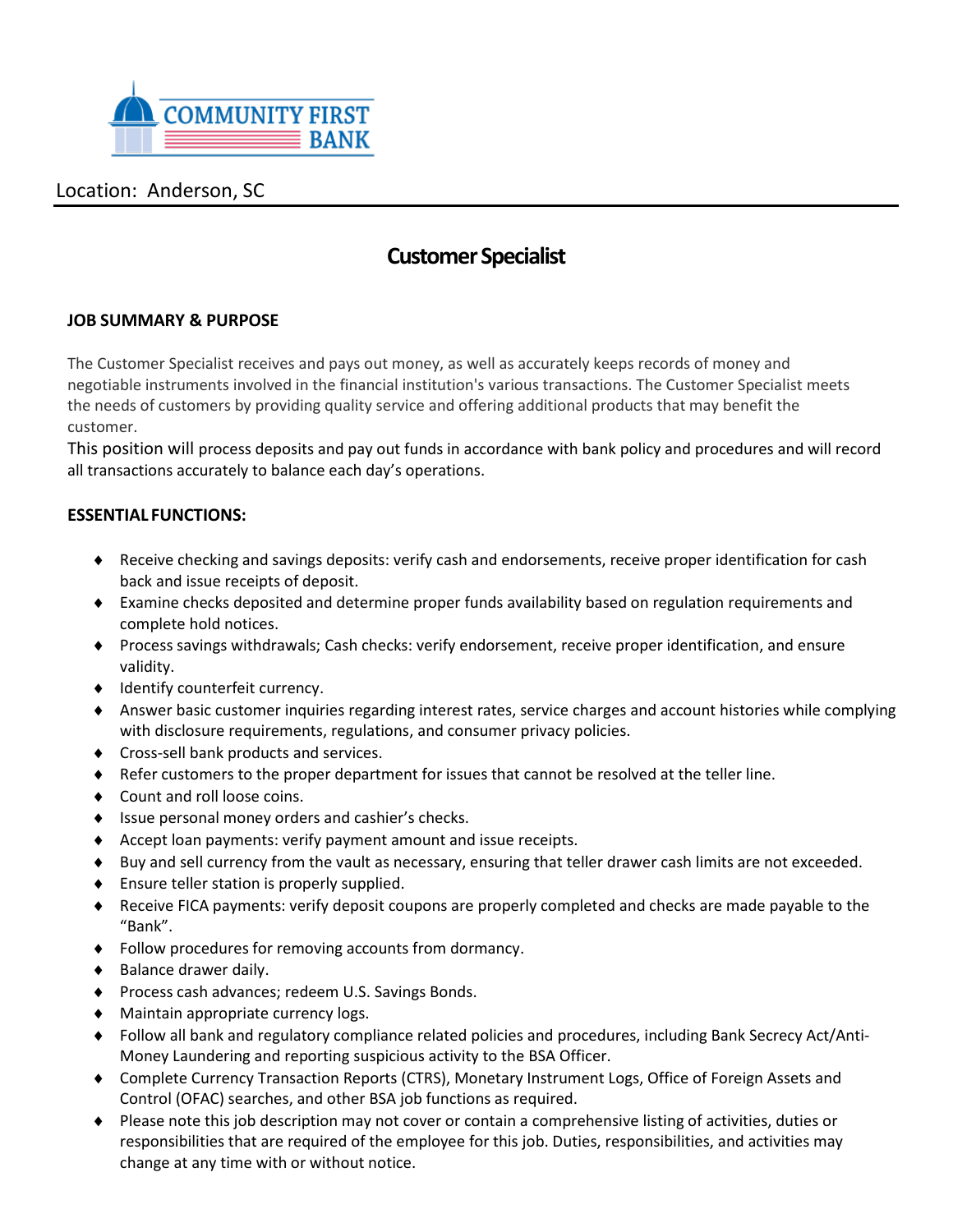COMMUNITY FIRST BANK

Location: Anderson, SC

# Customer Specialist

**JOB SUMMARY & PURPOSE**

The Customer Specialist receives and pays out money, as well as accurately keeps records of money and negotiable instruments involved in the financial institution's various transactions. The Customer Specialist meets the needs of customers by providing quality service and offering additional products that may benefit the customer.

This position will process deposits and pay out funds in accordance with bank policy and procedures and will record all transactions accurately to balance each day's operations.

**ESSENTIAL FUNCTIONS:**

- Receive checking and savings deposits: verify cash and endorsements, receive proper identification for cash back and issue receipts of deposit.
- Examine checks deposited and determine proper funds availability based on regulation requirements and complete hold notices.
- Process savings withdrawals; Cash checks: verify endorsement, receive proper identification, and ensure validity.
- Identify counterfeit currency.
- Answer basic customer inquiries regarding interest rates, service charges and account histories while complying with disclosure requirements, regulations, and consumer privacy policies.
- Cross-sell bank products and services.
- Refer customers to the proper department for issues that cannot be resolved at the teller line.
- Count and roll loose coins.
- Issue personal money orders and cashier's checks.
- Accept loan payments: verify payment amount and issue receipts.
- Buy and sell currency from the vault as necessary, ensuring that teller drawer cash limits are not exceeded.
- Ensure teller station is properly supplied.
- Receive FICA payments: verify deposit coupons are properly completed and checks are made payable to the "Bank".
- Follow procedures for removing accounts from dormancy.
- Balance drawer daily.
- Process cash advances; redeem U.S. Savings Bonds.
- Maintain appropriate currency logs.
- Follow all bank and regulatory compliance related policies and procedures, including Bank Secrecy Act/Anti-Money Laundering and reporting suspicious activity to the BSA Officer.
- Complete Currency Transaction Reports (CTRS), Monetary Instrument Logs, Office of Foreign Assets and Control (OFAC) searches, and other BSA job functions as required.
- Please note this job description may not cover or contain a comprehensive listing of activities, duties or responsibilities that are required of the employee for this job. Duties, responsibilities, and activities may change at any time with or without notice.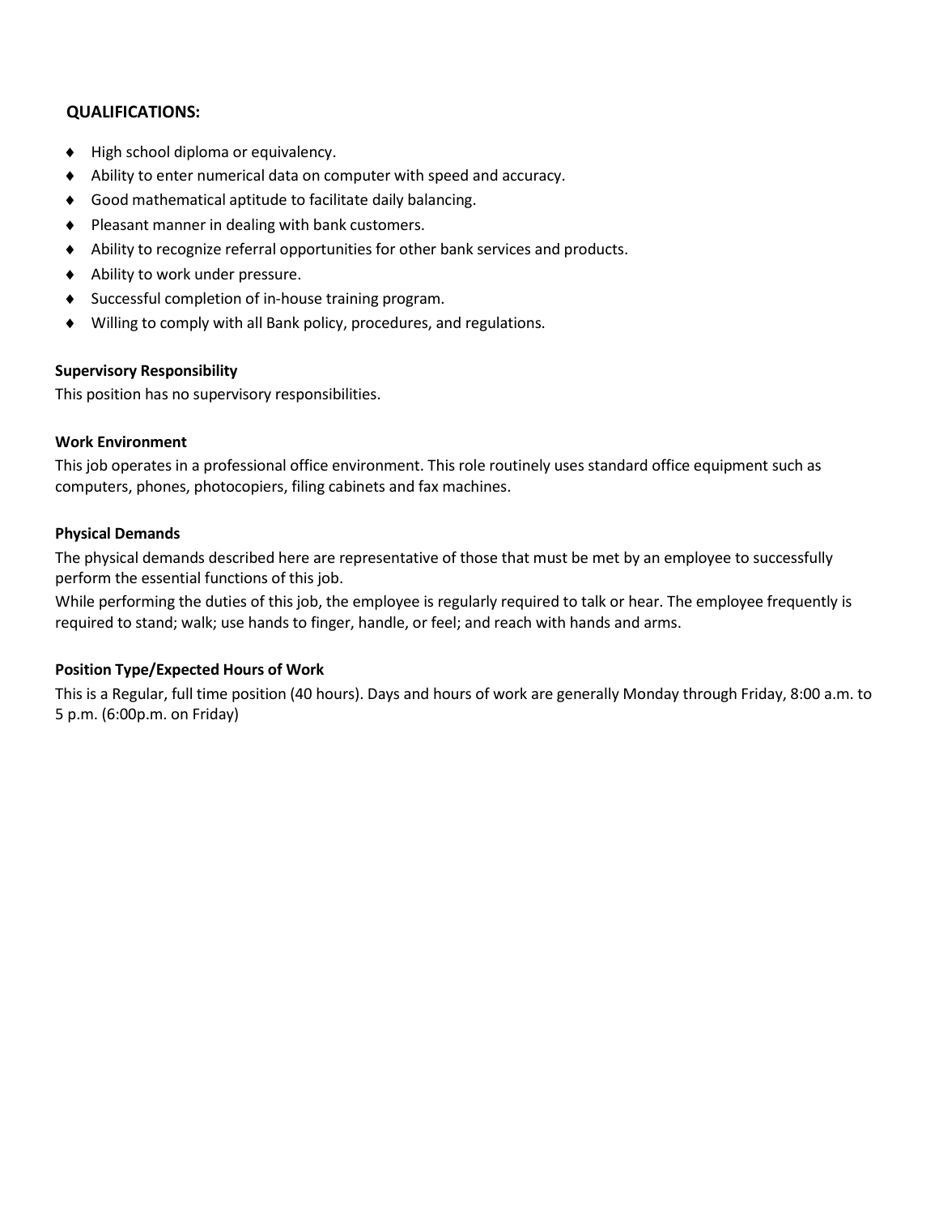## QUALIFICATIONS:

- High school diploma or equivalency.
- Ability to enter numerical data on computer with speed and accuracy.
- Good mathematical aptitude to facilitate daily balancing.
- Pleasant manner in dealing with bank customers.
- Ability to recognize referral opportunities for other bank services and products.
- Ability to work under pressure.
- Successful completion of in-house training program.
- Willing to comply with all Bank policy, procedures, and regulations.

### Supervisory Responsibility

This position has no supervisory responsibilities.

### Work Environment

This job operates in a professional office environment. This role routinely uses standard office equipment such as computers, phones, photocopiers, filing cabinets and fax machines.

### Physical Demands

The physical demands described here are representative of those that must be met by an employee to successfully perform the essential functions of this job.

While performing the duties of this job, the employee is regularly required to talk or hear. The employee frequently is required to stand; walk; use hands to finger, handle, or feel; and reach with hands and arms.

### Position Type/Expected Hours of Work

This is a Regular, full time position (40 hours). Days and hours of work are generally Monday through Friday, 8:00 a.m. to 5 p.m. (6:00p.m. on Friday)